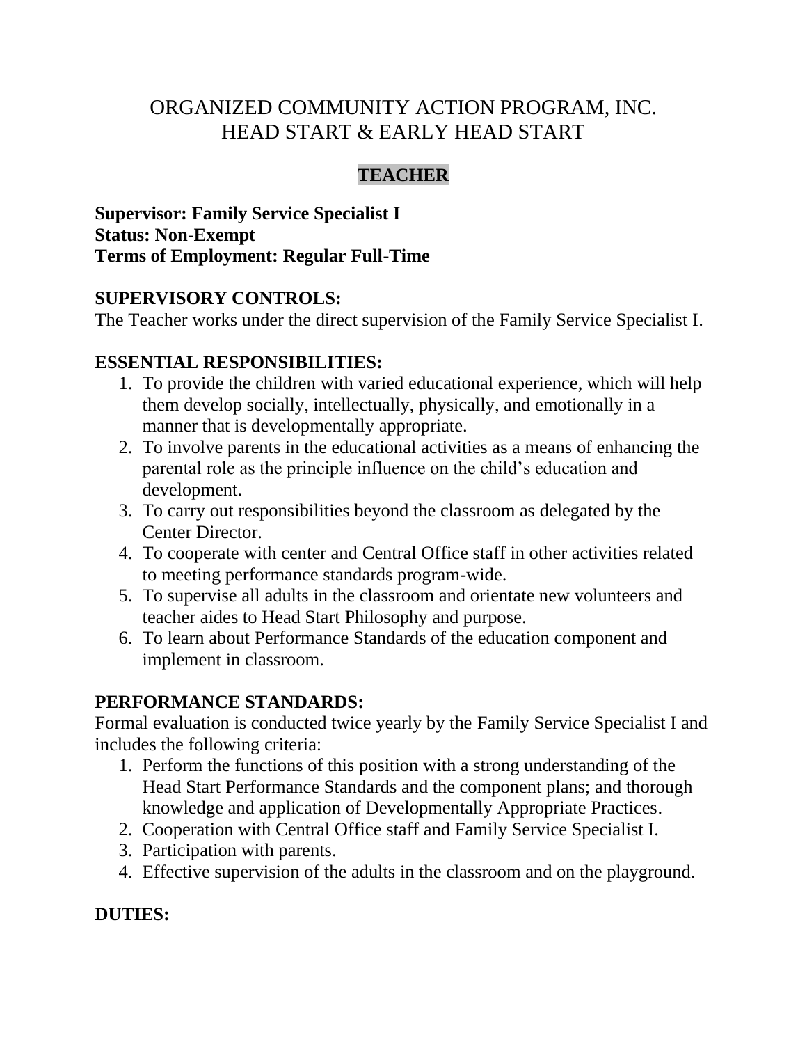# ORGANIZED COMMUNITY ACTION PROGRAM, INC.
# HEAD START & EARLY HEAD START

## TEACHER

**Supervisor: Family Service Specialist I**
**Status: Non-Exempt**
**Terms of Employment: Regular Full-Time**

**SUPERVISORY CONTROLS:**
The Teacher works under the direct supervision of the Family Service Specialist I.

**ESSENTIAL RESPONSIBILITIES:**

1. To provide the children with varied educational experience, which will help them develop socially, intellectually, physically, and emotionally in a manner that is developmentally appropriate.
2. To involve parents in the educational activities as a means of enhancing the parental role as the principle influence on the child's education and development.
3. To carry out responsibilities beyond the classroom as delegated by the Center Director.
4. To cooperate with center and Central Office staff in other activities related to meeting performance standards program-wide.
5. To supervise all adults in the classroom and orientate new volunteers and teacher aides to Head Start Philosophy and purpose.
6. To learn about Performance Standards of the education component and implement in classroom.

**PERFORMANCE STANDARDS:**
Formal evaluation is conducted twice yearly by the Family Service Specialist I and includes the following criteria:

1. Perform the functions of this position with a strong understanding of the Head Start Performance Standards and the component plans; and thorough knowledge and application of Developmentally Appropriate Practices.
2. Cooperation with Central Office staff and Family Service Specialist I.
3. Participation with parents.
4. Effective supervision of the adults in the classroom and on the playground.

**DUTIES:**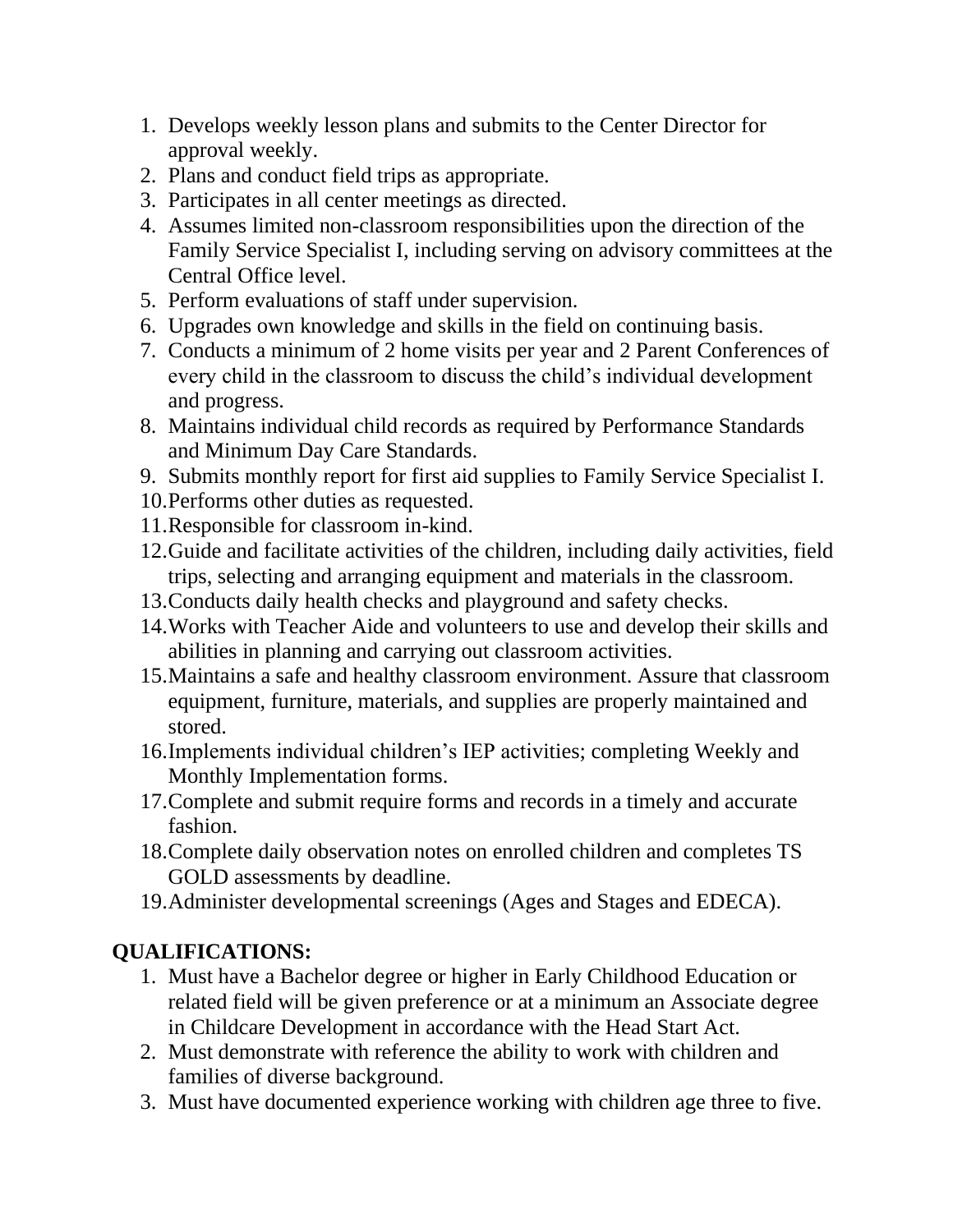1. Develops weekly lesson plans and submits to the Center Director for approval weekly.
2. Plans and conduct field trips as appropriate.
3. Participates in all center meetings as directed.
4. Assumes limited non-classroom responsibilities upon the direction of the Family Service Specialist I, including serving on advisory committees at the Central Office level.
5. Perform evaluations of staff under supervision.
6. Upgrades own knowledge and skills in the field on continuing basis.
7. Conducts a minimum of 2 home visits per year and 2 Parent Conferences of every child in the classroom to discuss the child's individual development and progress.
8. Maintains individual child records as required by Performance Standards and Minimum Day Care Standards.
9. Submits monthly report for first aid supplies to Family Service Specialist I.
10. Performs other duties as requested.
11. Responsible for classroom in-kind.
12. Guide and facilitate activities of the children, including daily activities, field trips, selecting and arranging equipment and materials in the classroom.
13. Conducts daily health checks and playground and safety checks.
14. Works with Teacher Aide and volunteers to use and develop their skills and abilities in planning and carrying out classroom activities.
15. Maintains a safe and healthy classroom environment. Assure that classroom equipment, furniture, materials, and supplies are properly maintained and stored.
16. Implements individual children's IEP activities; completing Weekly and Monthly Implementation forms.
17. Complete and submit require forms and records in a timely and accurate fashion.
18. Complete daily observation notes on enrolled children and completes TS GOLD assessments by deadline.
19. Administer developmental screenings (Ages and Stages and EDECA).

**QUALIFICATIONS:**

1. Must have a Bachelor degree or higher in Early Childhood Education or related field will be given preference or at a minimum an Associate degree in Childcare Development in accordance with the Head Start Act.
2. Must demonstrate with reference the ability to work with children and families of diverse background.
3. Must have documented experience working with children age three to five.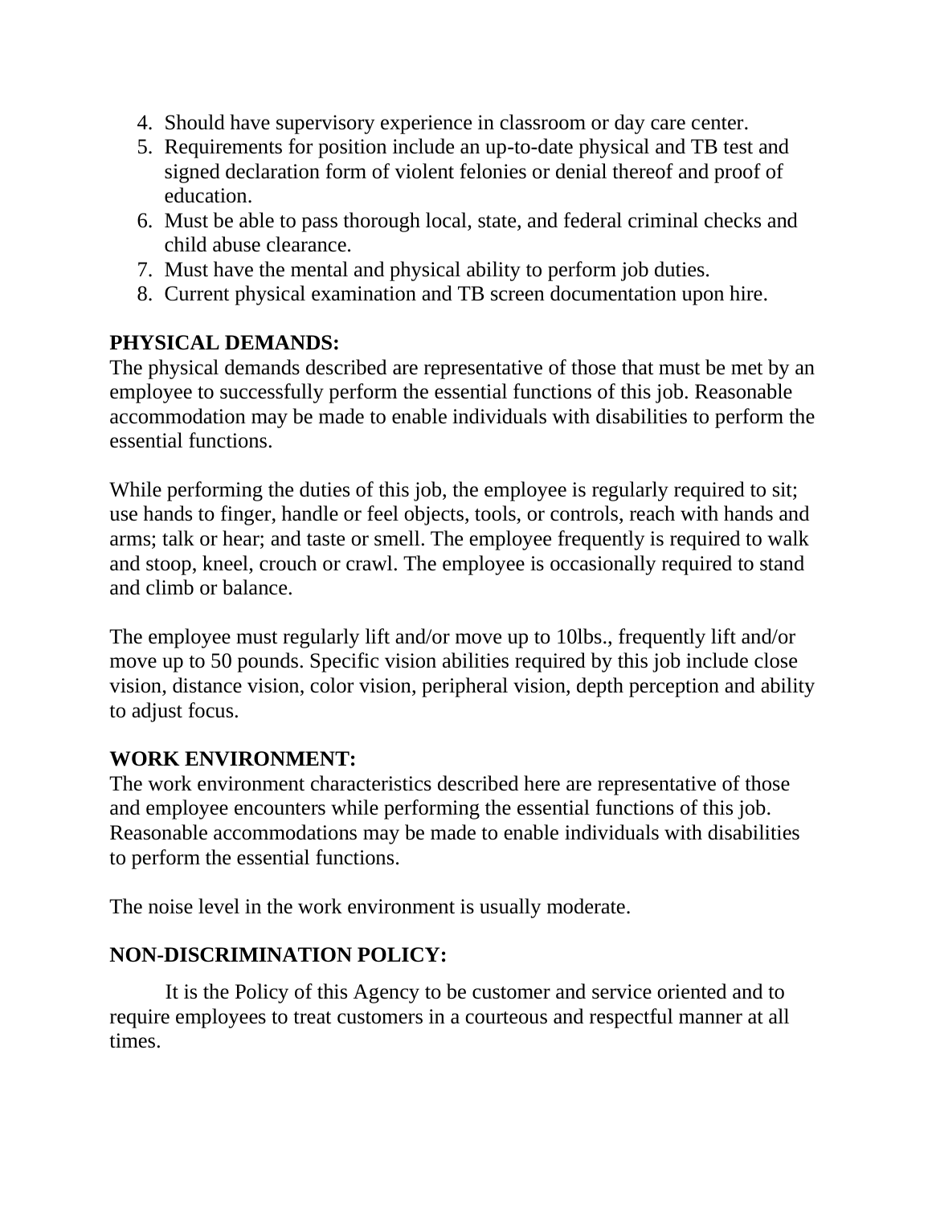4. Should have supervisory experience in classroom or day care center.
5. Requirements for position include an up-to-date physical and TB test and signed declaration form of violent felonies or denial thereof and proof of education.
6. Must be able to pass thorough local, state, and federal criminal checks and child abuse clearance.
7. Must have the mental and physical ability to perform job duties.
8. Current physical examination and TB screen documentation upon hire.

**PHYSICAL DEMANDS:**

The physical demands described are representative of those that must be met by an employee to successfully perform the essential functions of this job. Reasonable accommodation may be made to enable individuals with disabilities to perform the essential functions.

While performing the duties of this job, the employee is regularly required to sit; use hands to finger, handle or feel objects, tools, or controls, reach with hands and arms; talk or hear; and taste or smell. The employee frequently is required to walk and stoop, kneel, crouch or crawl. The employee is occasionally required to stand and climb or balance.

The employee must regularly lift and/or move up to 10lbs., frequently lift and/or move up to 50 pounds. Specific vision abilities required by this job include close vision, distance vision, color vision, peripheral vision, depth perception and ability to adjust focus.

**WORK ENVIRONMENT:**

The work environment characteristics described here are representative of those and employee encounters while performing the essential functions of this job. Reasonable accommodations may be made to enable individuals with disabilities to perform the essential functions.

The noise level in the work environment is usually moderate.

**NON-DISCRIMINATION POLICY:**

It is the Policy of this Agency to be customer and service oriented and to require employees to treat customers in a courteous and respectful manner at all times.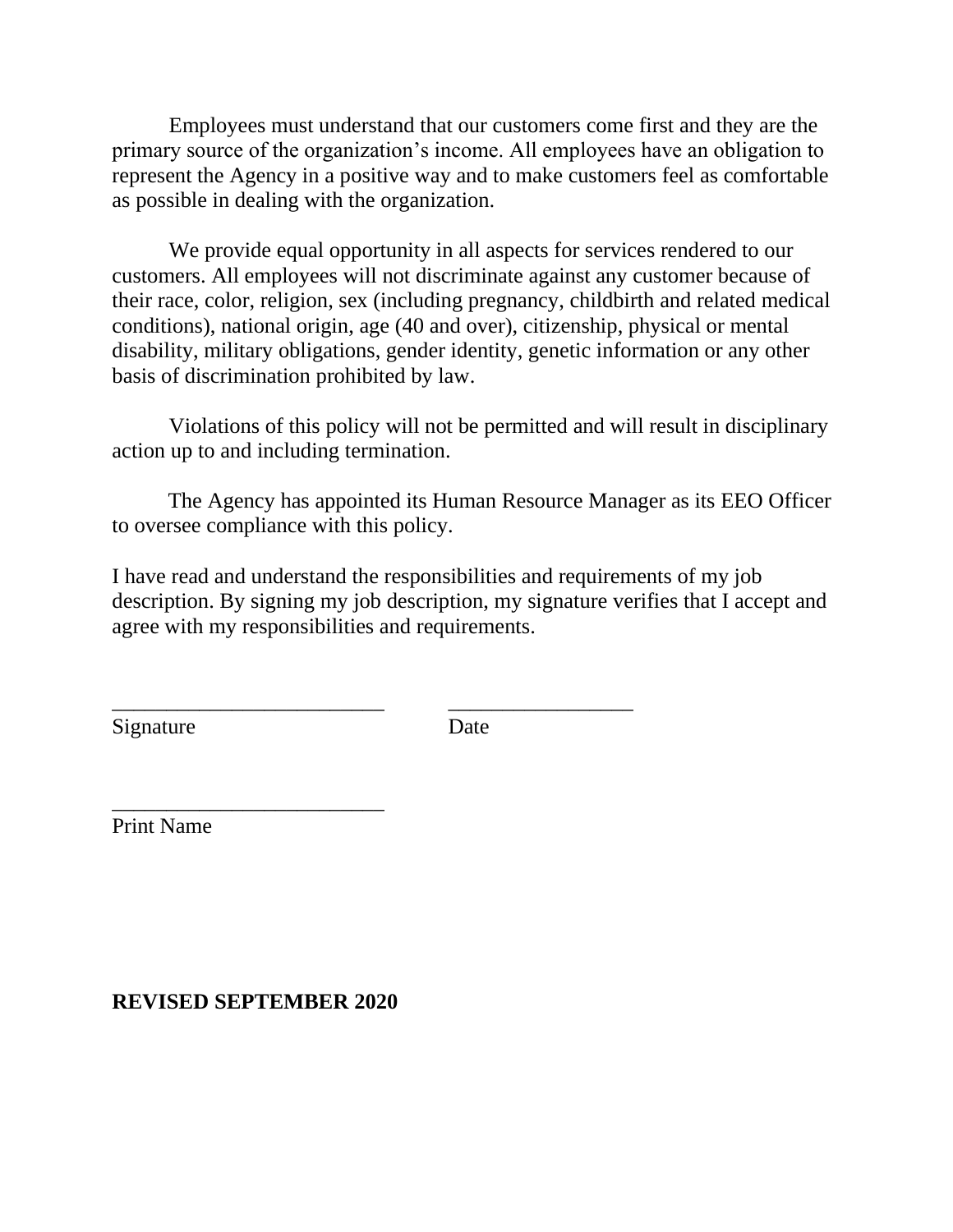Employees must understand that our customers come first and they are the primary source of the organization's income. All employees have an obligation to represent the Agency in a positive way and to make customers feel as comfortable as possible in dealing with the organization.

We provide equal opportunity in all aspects for services rendered to our customers. All employees will not discriminate against any customer because of their race, color, religion, sex (including pregnancy, childbirth and related medical conditions), national origin, age (40 and over), citizenship, physical or mental disability, military obligations, gender identity, genetic information or any other basis of discrimination prohibited by law.

Violations of this policy will not be permitted and will result in disciplinary action up to and including termination.

The Agency has appointed its Human Resource Manager as its EEO Officer to oversee compliance with this policy.

I have read and understand the responsibilities and requirements of my job description. By signing my job description, my signature verifies that I accept and agree with my responsibilities and requirements.

\_\_\_\_\_\_\_\_\_\_\_\_\_\_\_\_\_\_\_\_\_\_\_\_\_\_ \_\_\_\_\_\_\_\_\_\_\_\_\_\_\_\_\_\_

Signature Date

\_\_\_\_\_\_\_\_\_\_\_\_\_\_\_\_\_\_\_\_\_\_\_\_\_\_

Print Name

**REVISED SEPTEMBER 2020**